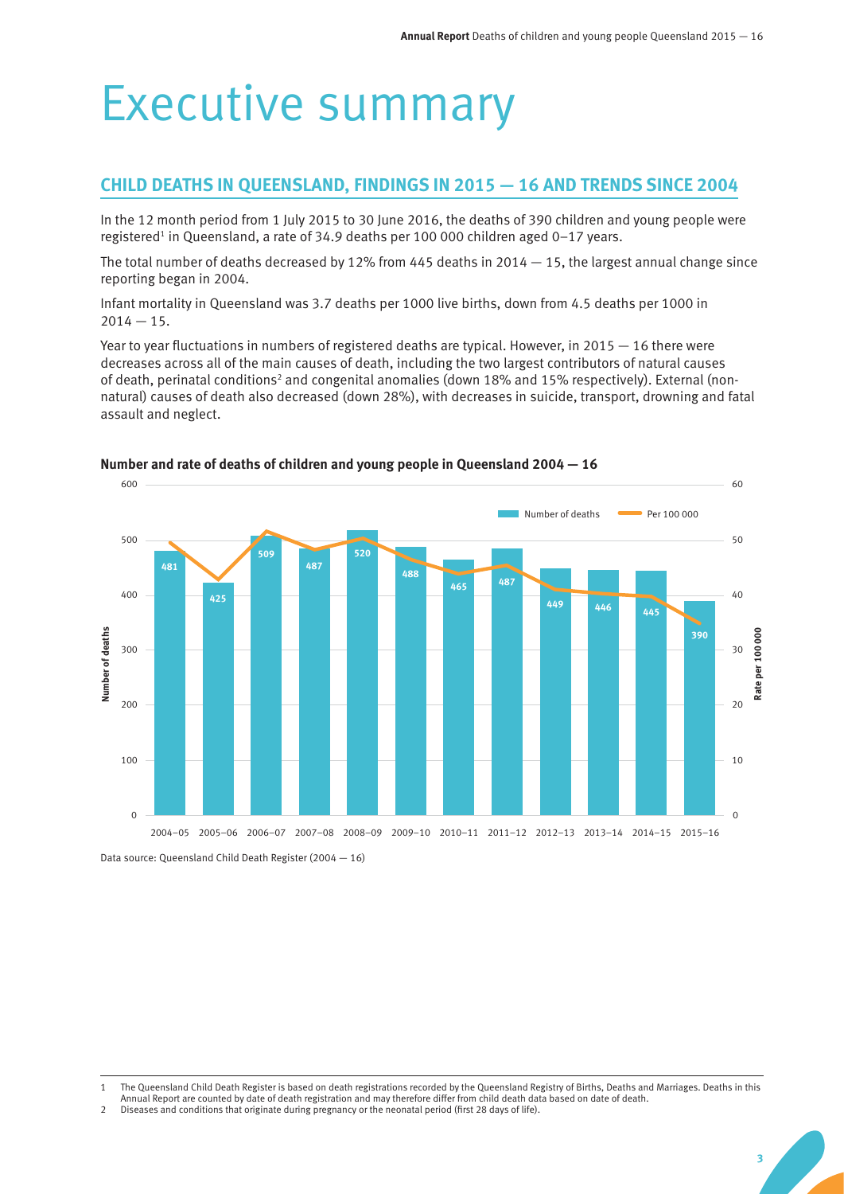# Executive summary

## CHILD DEATHS IN QUEENSLAND, FINDINGS IN 2015 — 16 AND TRENDS SINCE 2004

In the 12 month period from 1 July 2015 to 30 June 2016, the deaths of 390 children and young people were registered[1] in Queensland, a rate of 34.9 deaths per 100 000 children aged 0–17 years.

The total number of deaths decreased by 12% from 445 deaths in 2014 — 15, the largest annual change since reporting began in 2004.

Infant mortality in Queensland was 3.7 deaths per 1000 live births, down from 4.5 deaths per 1000 in 2014 — 15.

Year to year fluctuations in numbers of registered deaths are typical. However, in 2015 — 16 there were decreases across all of the main causes of death, including the two largest contributors of natural causes of death, perinatal conditions[2] and congenital anomalies (down 18% and 15% respectively). External (non-natural) causes of death also decreased (down 28%), with decreases in suicide, transport, drowning and fatal assault and neglect.

**Number and rate of deaths of children and young people in Queensland 2004 — 16**

| Year | Number of deaths |
|---|---|
| 2004–05 | 481 |
| 2005–06 | 425 |
| 2006–07 | 509 |
| 2007–08 | 487 |
| 2008–09 | 520 |
| 2009–10 | 488 |
| 2010–11 | 465 |
| 2011–12 | 487 |
| 2012–13 | 449 |
| 2013–14 | 446 |
| 2014–15 | 445 |
| 2015–16 | 390 |

Data source: Queensland Child Death Register (2004 — 16)

1 The Queensland Child Death Register is based on death registrations recorded by the Queensland Registry of Births, Deaths and Marriages. Deaths in this Annual Report are counted by date of death registration and may therefore differ from child death data based on date of death.

2 Diseases and conditions that originate during pregnancy or the neonatal period (first 28 days of life).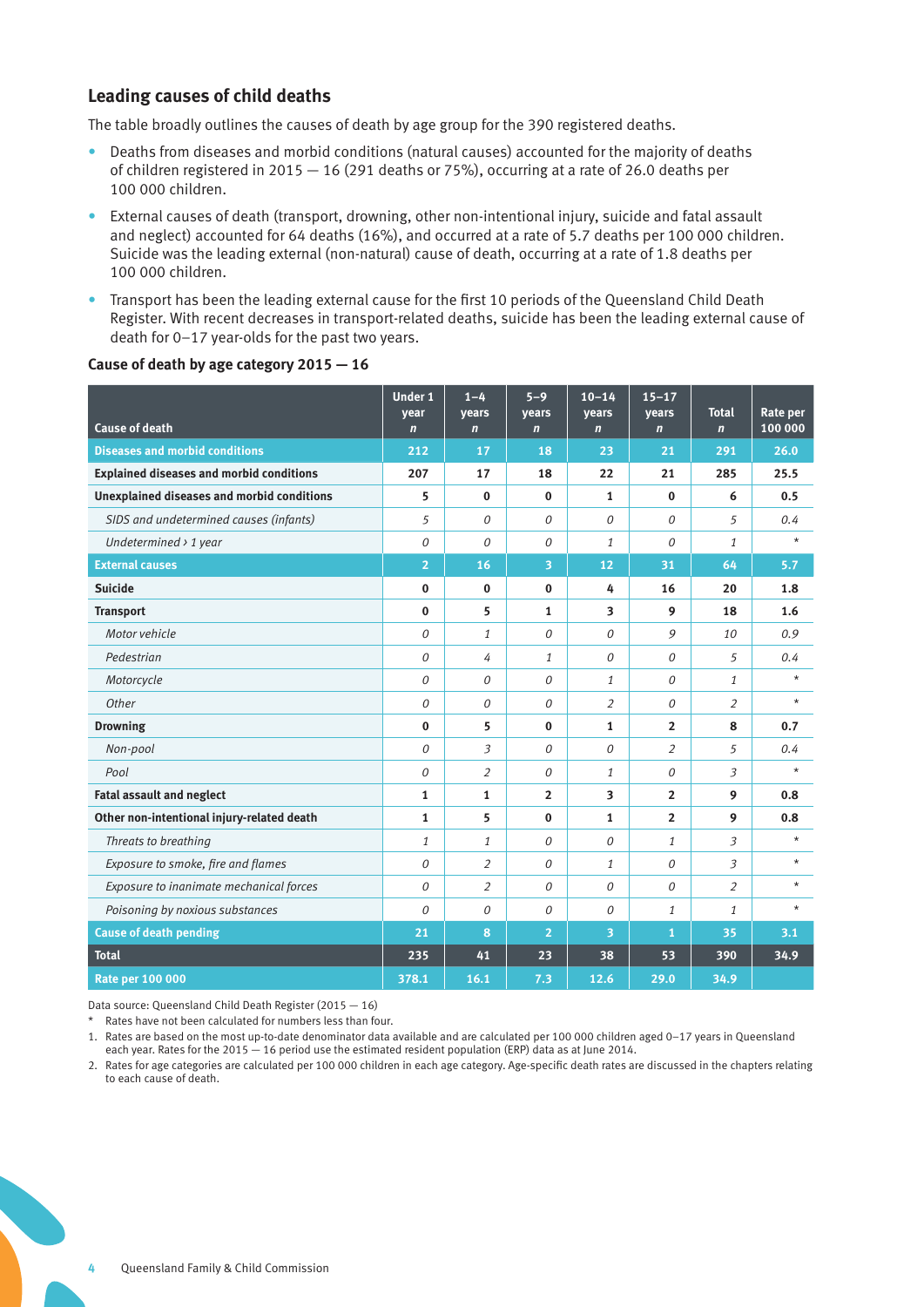## Leading causes of child deaths

The table broadly outlines the causes of death by age group for the 390 registered deaths.

- Deaths from diseases and morbid conditions (natural causes) accounted for the majority of deaths of children registered in 2015 — 16 (291 deaths or 75%), occurring at a rate of 26.0 deaths per 100 000 children.
- External causes of death (transport, drowning, other non-intentional injury, suicide and fatal assault and neglect) accounted for 64 deaths (16%), and occurred at a rate of 5.7 deaths per 100 000 children. Suicide was the leading external (non-natural) cause of death, occurring at a rate of 1.8 deaths per 100 000 children.
- Transport has been the leading external cause for the first 10 periods of the Queensland Child Death Register. With recent decreases in transport-related deaths, suicide has been the leading external cause of death for 0–17 year-olds for the past two years.

### Cause of death by age category 2015 — 16

| Cause of death | Under 1 year *n* | 1–4 years *n* | 5–9 years *n* | 10–14 years *n* | 15–17 years *n* | Total *n* | Rate per 100 000 |
|---|---|---|---|---|---|---|---|
| **Diseases and morbid conditions** | 212 | 17 | 18 | 23 | 21 | 291 | 26.0 |
| **Explained diseases and morbid conditions** | 207 | 17 | 18 | 22 | 21 | 285 | 25.5 |
| **Unexplained diseases and morbid conditions** | 5 | 0 | 0 | 1 | 0 | 6 | 0.5 |
| *SIDS and undetermined causes (infants)* | *5* | *0* | *0* | *0* | *0* | *5* | *0.4* |
| *Undetermined › 1 year* | *0* | *0* | *0* | *1* | *0* | *1* | * |
| **External causes** | 2 | 16 | 3 | 12 | 31 | 64 | 5.7 |
| **Suicide** | 0 | 0 | 0 | 4 | 16 | 20 | 1.8 |
| **Transport** | 0 | 5 | 1 | 3 | 9 | 18 | 1.6 |
| *Motor vehicle* | *0* | *1* | *0* | *0* | *9* | *10* | *0.9* |
| *Pedestrian* | *0* | *4* | *1* | *0* | *0* | *5* | *0.4* |
| *Motorcycle* | *0* | *0* | *0* | *1* | *0* | *1* | * |
| *Other* | *0* | *0* | *0* | *2* | *0* | *2* | * |
| **Drowning** | 0 | 5 | 0 | 1 | 2 | 8 | 0.7 |
| *Non-pool* | *0* | *3* | *0* | *0* | *2* | *5* | *0.4* |
| *Pool* | *0* | *2* | *0* | *1* | *0* | *3* | * |
| **Fatal assault and neglect** | 1 | 1 | 2 | 3 | 2 | 9 | 0.8 |
| **Other non-intentional injury-related death** | 1 | 5 | 0 | 1 | 2 | 9 | 0.8 |
| *Threats to breathing* | *1* | *1* | *0* | *0* | *1* | *3* | * |
| *Exposure to smoke, fire and flames* | *0* | *2* | *0* | *1* | *0* | *3* | * |
| *Exposure to inanimate mechanical forces* | *0* | *2* | *0* | *0* | *0* | *2* | * |
| *Poisoning by noxious substances* | *0* | *0* | *0* | *0* | *1* | *1* | * |
| **Cause of death pending** | 21 | 8 | 2 | 3 | 1 | 35 | 3.1 |
| **Total** | 235 | 41 | 23 | 38 | 53 | 390 | 34.9 |
| **Rate per 100 000** | 378.1 | 16.1 | 7.3 | 12.6 | 29.0 | 34.9 | |

Data source: Queensland Child Death Register (2015 — 16)

\* Rates have not been calculated for numbers less than four.

1. Rates are based on the most up-to-date denominator data available and are calculated per 100 000 children aged 0–17 years in Queensland each year. Rates for the 2015 — 16 period use the estimated resident population (ERP) data as at June 2014.
2. Rates for age categories are calculated per 100 000 children in each age category. Age-specific death rates are discussed in the chapters relating to each cause of death.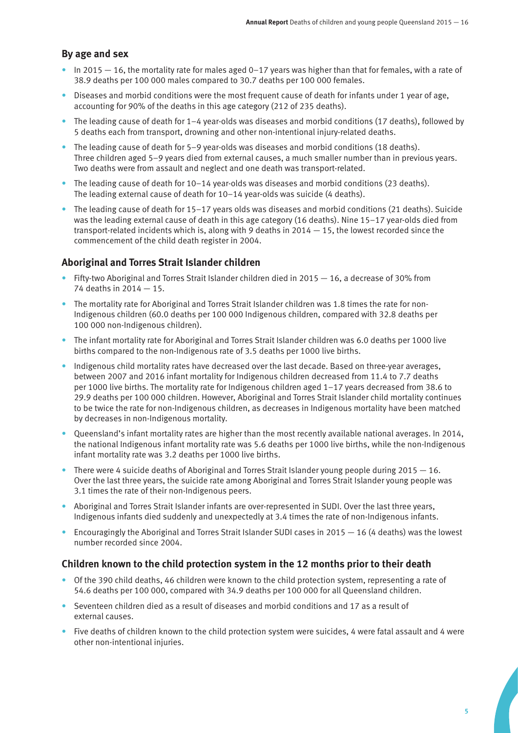### By age and sex

- In 2015 — 16, the mortality rate for males aged 0–17 years was higher than that for females, with a rate of 38.9 deaths per 100 000 males compared to 30.7 deaths per 100 000 females.
- Diseases and morbid conditions were the most frequent cause of death for infants under 1 year of age, accounting for 90% of the deaths in this age category (212 of 235 deaths).
- The leading cause of death for 1–4 year-olds was diseases and morbid conditions (17 deaths), followed by 5 deaths each from transport, drowning and other non-intentional injury-related deaths.
- The leading cause of death for 5–9 year-olds was diseases and morbid conditions (18 deaths). Three children aged 5–9 years died from external causes, a much smaller number than in previous years. Two deaths were from assault and neglect and one death was transport-related.
- The leading cause of death for 10–14 year-olds was diseases and morbid conditions (23 deaths). The leading external cause of death for 10–14 year-olds was suicide (4 deaths).
- The leading cause of death for 15–17 years olds was diseases and morbid conditions (21 deaths). Suicide was the leading external cause of death in this age category (16 deaths). Nine 15–17 year-olds died from transport-related incidents which is, along with 9 deaths in 2014 — 15, the lowest recorded since the commencement of the child death register in 2004.

### Aboriginal and Torres Strait Islander children

- Fifty-two Aboriginal and Torres Strait Islander children died in 2015 — 16, a decrease of 30% from 74 deaths in 2014 — 15.
- The mortality rate for Aboriginal and Torres Strait Islander children was 1.8 times the rate for non-Indigenous children (60.0 deaths per 100 000 Indigenous children, compared with 32.8 deaths per 100 000 non-Indigenous children).
- The infant mortality rate for Aboriginal and Torres Strait Islander children was 6.0 deaths per 1000 live births compared to the non-Indigenous rate of 3.5 deaths per 1000 live births.
- Indigenous child mortality rates have decreased over the last decade. Based on three-year averages, between 2007 and 2016 infant mortality for Indigenous children decreased from 11.4 to 7.7 deaths per 1000 live births. The mortality rate for Indigenous children aged 1–17 years decreased from 38.6 to 29.9 deaths per 100 000 children. However, Aboriginal and Torres Strait Islander child mortality continues to be twice the rate for non-Indigenous children, as decreases in Indigenous mortality have been matched by decreases in non-Indigenous mortality.
- Queensland's infant mortality rates are higher than the most recently available national averages. In 2014, the national Indigenous infant mortality rate was 5.6 deaths per 1000 live births, while the non-Indigenous infant mortality rate was 3.2 deaths per 1000 live births.
- There were 4 suicide deaths of Aboriginal and Torres Strait Islander young people during 2015 — 16. Over the last three years, the suicide rate among Aboriginal and Torres Strait Islander young people was 3.1 times the rate of their non-Indigenous peers.
- Aboriginal and Torres Strait Islander infants are over-represented in SUDI. Over the last three years, Indigenous infants died suddenly and unexpectedly at 3.4 times the rate of non-Indigenous infants.
- Encouragingly the Aboriginal and Torres Strait Islander SUDI cases in 2015 — 16 (4 deaths) was the lowest number recorded since 2004.

### Children known to the child protection system in the 12 months prior to their death

- Of the 390 child deaths, 46 children were known to the child protection system, representing a rate of 54.6 deaths per 100 000, compared with 34.9 deaths per 100 000 for all Queensland children.
- Seventeen children died as a result of diseases and morbid conditions and 17 as a result of external causes.
- Five deaths of children known to the child protection system were suicides, 4 were fatal assault and 4 were other non-intentional injuries.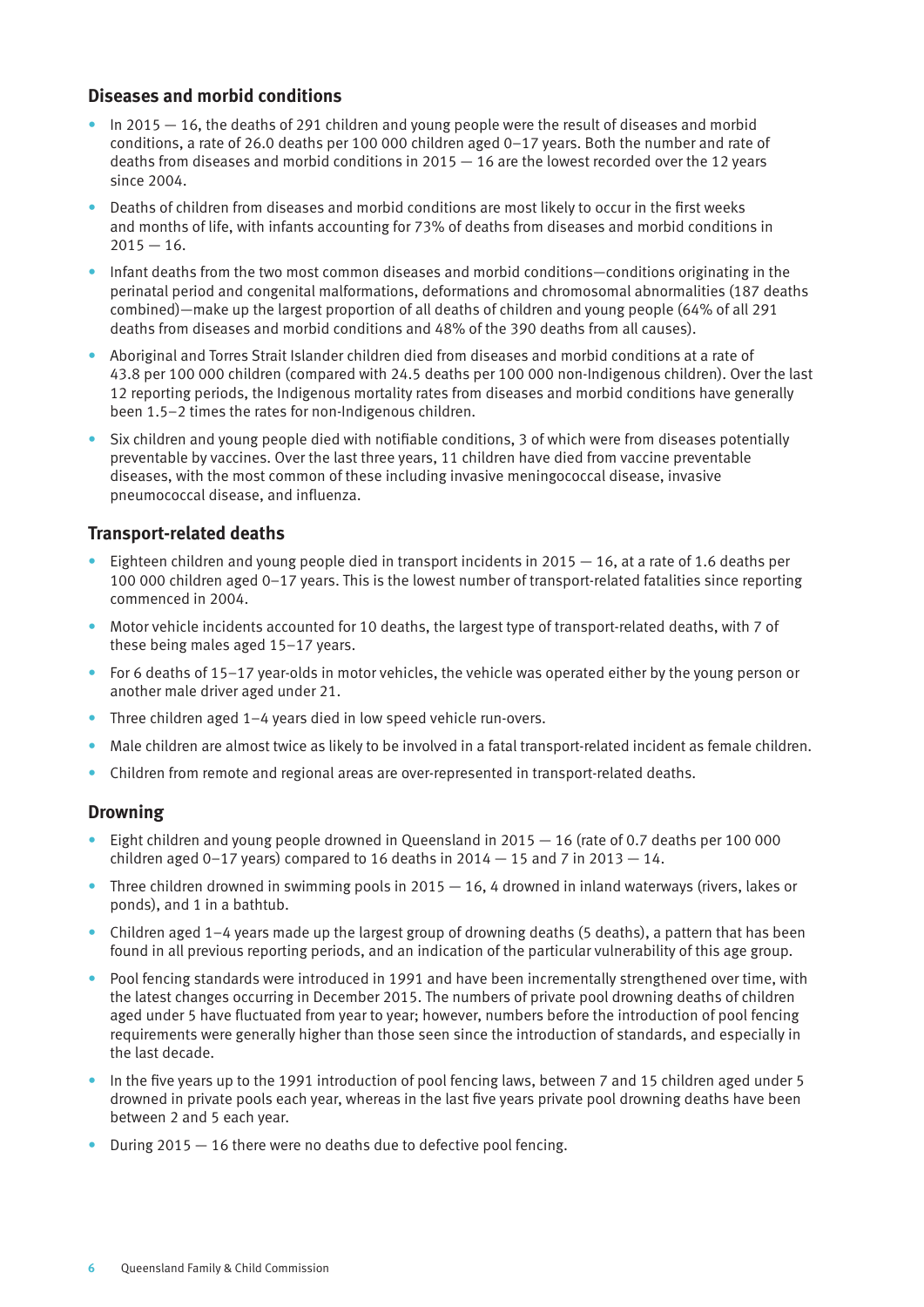## Diseases and morbid conditions

- In 2015 — 16, the deaths of 291 children and young people were the result of diseases and morbid conditions, a rate of 26.0 deaths per 100 000 children aged 0–17 years. Both the number and rate of deaths from diseases and morbid conditions in 2015 — 16 are the lowest recorded over the 12 years since 2004.
- Deaths of children from diseases and morbid conditions are most likely to occur in the first weeks and months of life, with infants accounting for 73% of deaths from diseases and morbid conditions in 2015 — 16.
- Infant deaths from the two most common diseases and morbid conditions—conditions originating in the perinatal period and congenital malformations, deformations and chromosomal abnormalities (187 deaths combined)—make up the largest proportion of all deaths of children and young people (64% of all 291 deaths from diseases and morbid conditions and 48% of the 390 deaths from all causes).
- Aboriginal and Torres Strait Islander children died from diseases and morbid conditions at a rate of 43.8 per 100 000 children (compared with 24.5 deaths per 100 000 non-Indigenous children). Over the last 12 reporting periods, the Indigenous mortality rates from diseases and morbid conditions have generally been 1.5–2 times the rates for non-Indigenous children.
- Six children and young people died with notifiable conditions, 3 of which were from diseases potentially preventable by vaccines. Over the last three years, 11 children have died from vaccine preventable diseases, with the most common of these including invasive meningococcal disease, invasive pneumococcal disease, and influenza.

## Transport-related deaths

- Eighteen children and young people died in transport incidents in 2015 — 16, at a rate of 1.6 deaths per 100 000 children aged 0–17 years. This is the lowest number of transport-related fatalities since reporting commenced in 2004.
- Motor vehicle incidents accounted for 10 deaths, the largest type of transport-related deaths, with 7 of these being males aged 15–17 years.
- For 6 deaths of 15–17 year-olds in motor vehicles, the vehicle was operated either by the young person or another male driver aged under 21.
- Three children aged 1–4 years died in low speed vehicle run-overs.
- Male children are almost twice as likely to be involved in a fatal transport-related incident as female children.
- Children from remote and regional areas are over-represented in transport-related deaths.

## Drowning

- Eight children and young people drowned in Queensland in 2015 — 16 (rate of 0.7 deaths per 100 000 children aged 0–17 years) compared to 16 deaths in 2014 — 15 and 7 in 2013 — 14.
- Three children drowned in swimming pools in 2015 — 16, 4 drowned in inland waterways (rivers, lakes or ponds), and 1 in a bathtub.
- Children aged 1–4 years made up the largest group of drowning deaths (5 deaths), a pattern that has been found in all previous reporting periods, and an indication of the particular vulnerability of this age group.
- Pool fencing standards were introduced in 1991 and have been incrementally strengthened over time, with the latest changes occurring in December 2015. The numbers of private pool drowning deaths of children aged under 5 have fluctuated from year to year; however, numbers before the introduction of pool fencing requirements were generally higher than those seen since the introduction of standards, and especially in the last decade.
- In the five years up to the 1991 introduction of pool fencing laws, between 7 and 15 children aged under 5 drowned in private pools each year, whereas in the last five years private pool drowning deaths have been between 2 and 5 each year.
- During 2015 — 16 there were no deaths due to defective pool fencing.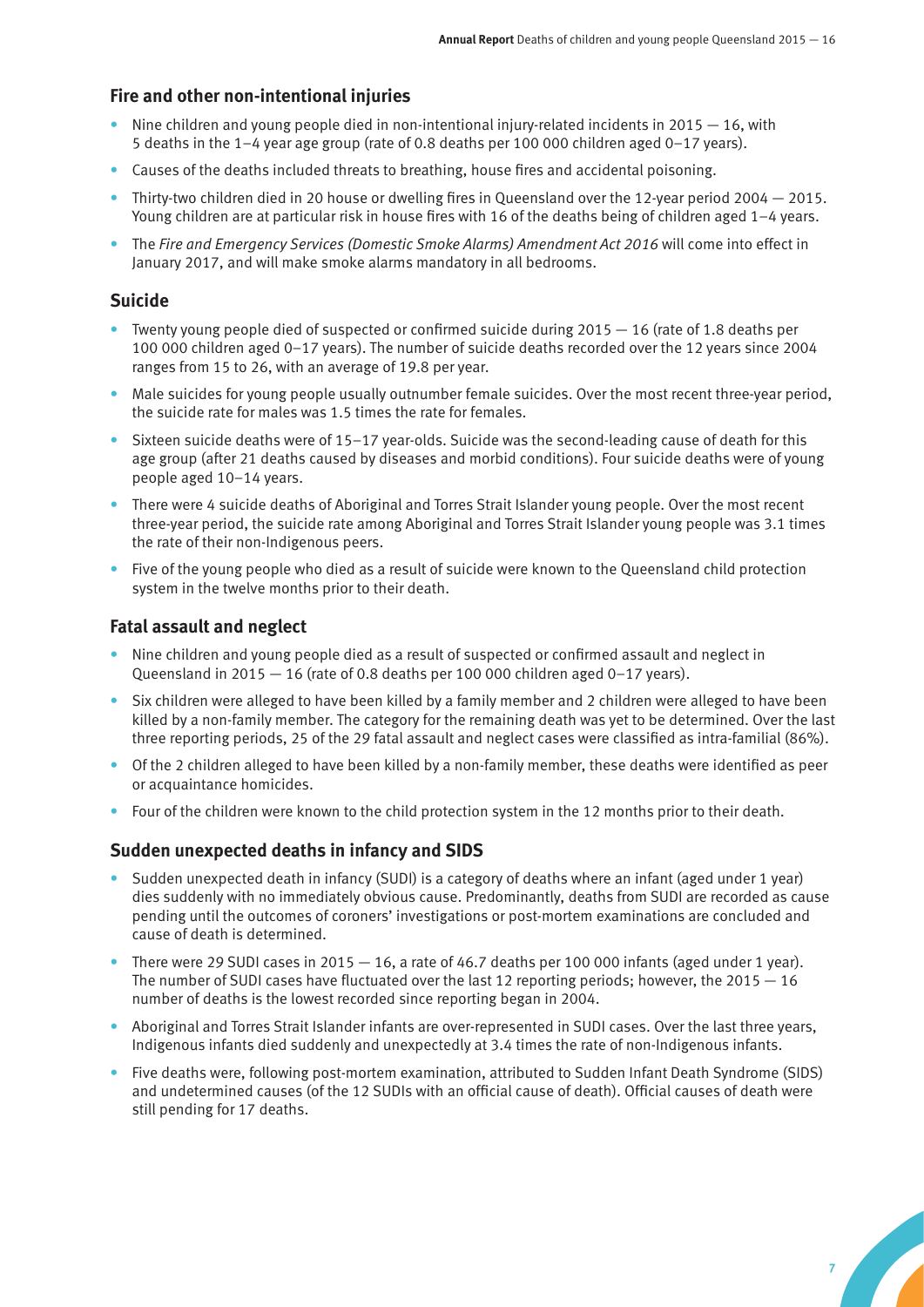## Fire and other non-intentional injuries

- Nine children and young people died in non-intentional injury-related incidents in 2015 — 16, with 5 deaths in the 1–4 year age group (rate of 0.8 deaths per 100 000 children aged 0–17 years).
- Causes of the deaths included threats to breathing, house fires and accidental poisoning.
- Thirty-two children died in 20 house or dwelling fires in Queensland over the 12-year period 2004 — 2015. Young children are at particular risk in house fires with 16 of the deaths being of children aged 1–4 years.
- The *Fire and Emergency Services (Domestic Smoke Alarms) Amendment Act 2016* will come into effect in January 2017, and will make smoke alarms mandatory in all bedrooms.

## Suicide

- Twenty young people died of suspected or confirmed suicide during 2015 — 16 (rate of 1.8 deaths per 100 000 children aged 0–17 years). The number of suicide deaths recorded over the 12 years since 2004 ranges from 15 to 26, with an average of 19.8 per year.
- Male suicides for young people usually outnumber female suicides. Over the most recent three-year period, the suicide rate for males was 1.5 times the rate for females.
- Sixteen suicide deaths were of 15–17 year-olds. Suicide was the second-leading cause of death for this age group (after 21 deaths caused by diseases and morbid conditions). Four suicide deaths were of young people aged 10–14 years.
- There were 4 suicide deaths of Aboriginal and Torres Strait Islander young people. Over the most recent three-year period, the suicide rate among Aboriginal and Torres Strait Islander young people was 3.1 times the rate of their non-Indigenous peers.
- Five of the young people who died as a result of suicide were known to the Queensland child protection system in the twelve months prior to their death.

## Fatal assault and neglect

- Nine children and young people died as a result of suspected or confirmed assault and neglect in Queensland in 2015 — 16 (rate of 0.8 deaths per 100 000 children aged 0–17 years).
- Six children were alleged to have been killed by a family member and 2 children were alleged to have been killed by a non-family member. The category for the remaining death was yet to be determined. Over the last three reporting periods, 25 of the 29 fatal assault and neglect cases were classified as intra-familial (86%).
- Of the 2 children alleged to have been killed by a non-family member, these deaths were identified as peer or acquaintance homicides.
- Four of the children were known to the child protection system in the 12 months prior to their death.

## Sudden unexpected deaths in infancy and SIDS

- Sudden unexpected death in infancy (SUDI) is a category of deaths where an infant (aged under 1 year) dies suddenly with no immediately obvious cause. Predominantly, deaths from SUDI are recorded as cause pending until the outcomes of coroners' investigations or post-mortem examinations are concluded and cause of death is determined.
- There were 29 SUDI cases in 2015 — 16, a rate of 46.7 deaths per 100 000 infants (aged under 1 year). The number of SUDI cases have fluctuated over the last 12 reporting periods; however, the 2015 — 16 number of deaths is the lowest recorded since reporting began in 2004.
- Aboriginal and Torres Strait Islander infants are over-represented in SUDI cases. Over the last three years, Indigenous infants died suddenly and unexpectedly at 3.4 times the rate of non-Indigenous infants.
- Five deaths were, following post-mortem examination, attributed to Sudden Infant Death Syndrome (SIDS) and undetermined causes (of the 12 SUDIs with an official cause of death). Official causes of death were still pending for 17 deaths.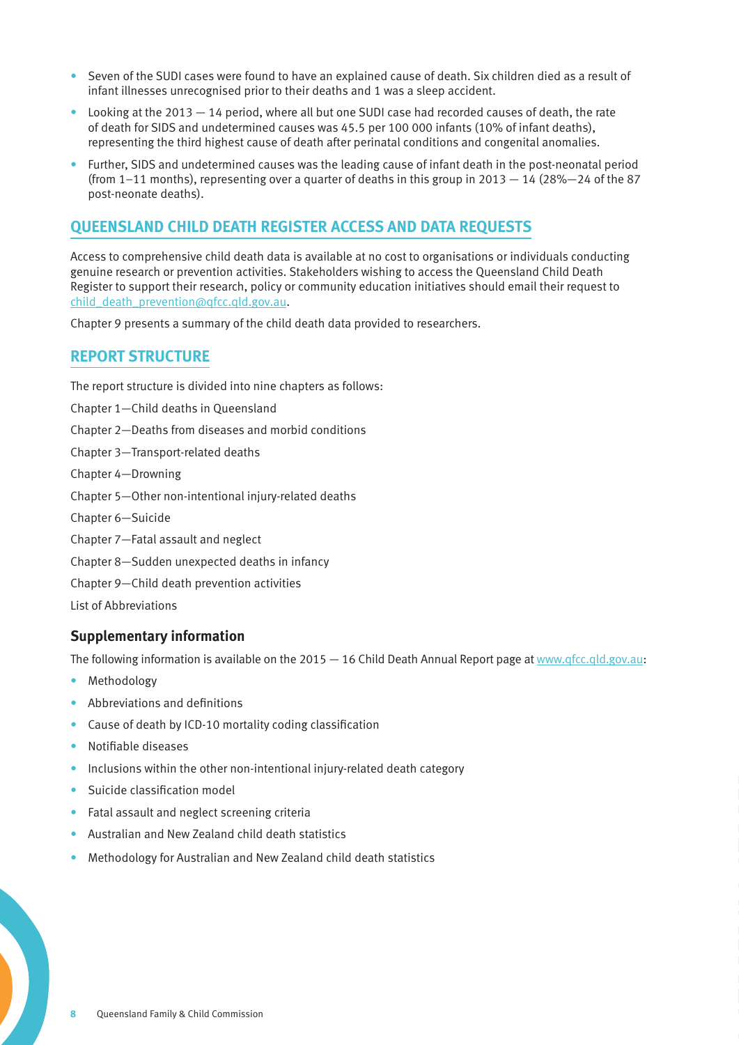- Seven of the SUDI cases were found to have an explained cause of death. Six children died as a result of infant illnesses unrecognised prior to their deaths and 1 was a sleep accident.
- Looking at the 2013 — 14 period, where all but one SUDI case had recorded causes of death, the rate of death for SIDS and undetermined causes was 45.5 per 100 000 infants (10% of infant deaths), representing the third highest cause of death after perinatal conditions and congenital anomalies.
- Further, SIDS and undetermined causes was the leading cause of infant death in the post-neonatal period (from 1–11 months), representing over a quarter of deaths in this group in 2013 — 14 (28%—24 of the 87 post-neonate deaths).

## QUEENSLAND CHILD DEATH REGISTER ACCESS AND DATA REQUESTS

Access to comprehensive child death data is available at no cost to organisations or individuals conducting genuine research or prevention activities. Stakeholders wishing to access the Queensland Child Death Register to support their research, policy or community education initiatives should email their request to child_death_prevention@qfcc.qld.gov.au.

Chapter 9 presents a summary of the child death data provided to researchers.

## REPORT STRUCTURE

The report structure is divided into nine chapters as follows:

Chapter 1—Child deaths in Queensland

Chapter 2—Deaths from diseases and morbid conditions

Chapter 3—Transport-related deaths

Chapter 4—Drowning

Chapter 5—Other non-intentional injury-related deaths

Chapter 6—Suicide

Chapter 7—Fatal assault and neglect

Chapter 8—Sudden unexpected deaths in infancy

Chapter 9—Child death prevention activities

List of Abbreviations

### Supplementary information

The following information is available on the 2015 — 16 Child Death Annual Report page at www.qfcc.qld.gov.au:

- Methodology
- Abbreviations and definitions
- Cause of death by ICD-10 mortality coding classification
- Notifiable diseases
- Inclusions within the other non-intentional injury-related death category
- Suicide classification model
- Fatal assault and neglect screening criteria
- Australian and New Zealand child death statistics
- Methodology for Australian and New Zealand child death statistics